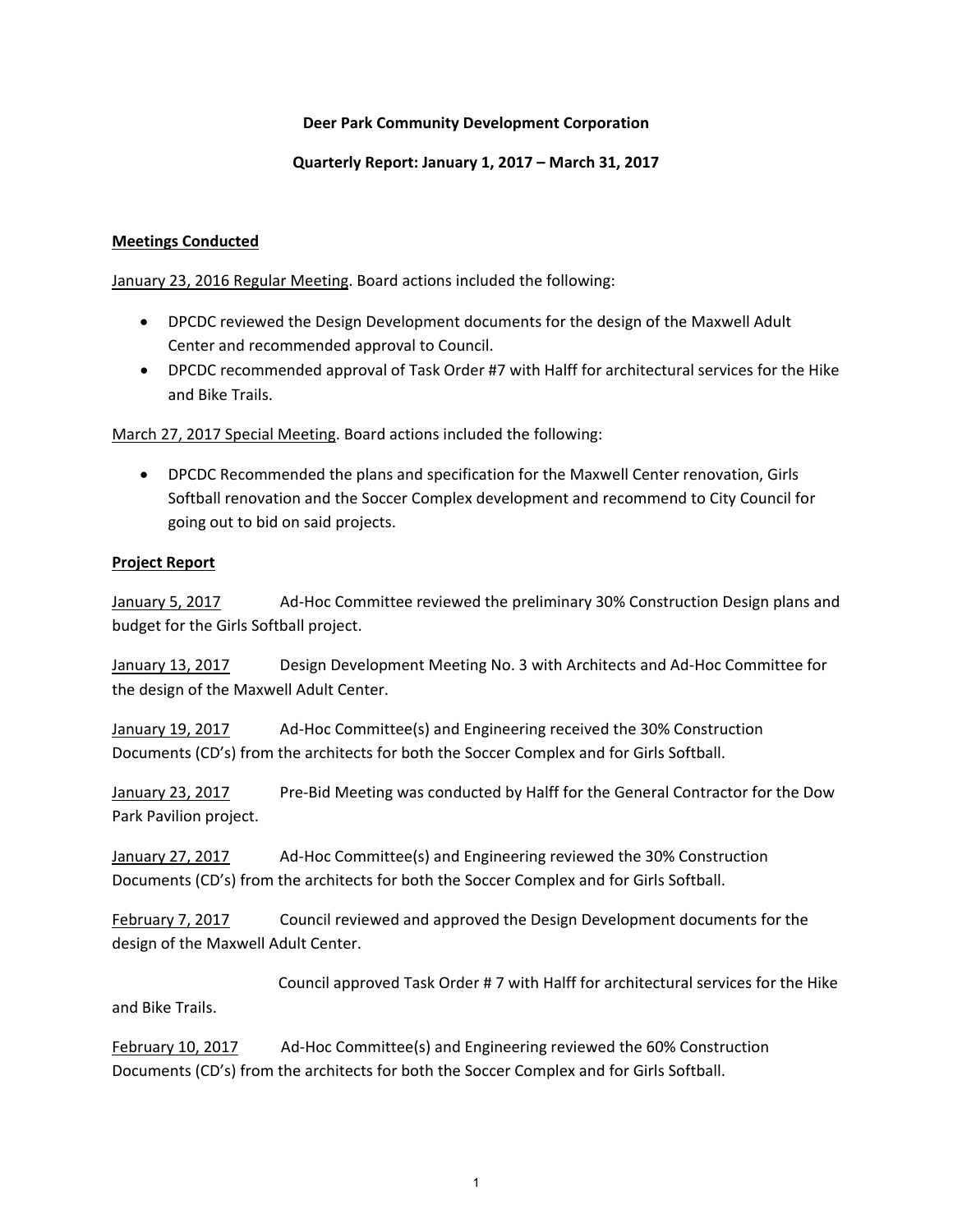**Deer Park Community Development Corporation**

**Quarterly Report: January 1, 2017 – March 31, 2017**

**Meetings Conducted**

January 23, 2016 Regular Meeting. Board actions included the following:

- DPCDC reviewed the Design Development documents for the design of the Maxwell Adult Center and recommended approval to Council.
- DPCDC recommended approval of Task Order #7 with Halff for architectural services for the Hike and Bike Trails.

March 27, 2017 Special Meeting. Board actions included the following:

- DPCDC Recommended the plans and specification for the Maxwell Center renovation, Girls Softball renovation and the Soccer Complex development and recommend to City Council for going out to bid on said projects.

**Project Report**

January 5, 2017 Ad-Hoc Committee reviewed the preliminary 30% Construction Design plans and budget for the Girls Softball project.

January 13, 2017 Design Development Meeting No. 3 with Architects and Ad-Hoc Committee for the design of the Maxwell Adult Center.

January 19, 2017 Ad-Hoc Committee(s) and Engineering received the 30% Construction Documents (CD's) from the architects for both the Soccer Complex and for Girls Softball.

January 23, 2017 Pre-Bid Meeting was conducted by Halff for the General Contractor for the Dow Park Pavilion project.

January 27, 2017 Ad-Hoc Committee(s) and Engineering reviewed the 30% Construction Documents (CD's) from the architects for both the Soccer Complex and for Girls Softball.

February 7, 2017 Council reviewed and approved the Design Development documents for the design of the Maxwell Adult Center.

Council approved Task Order # 7 with Halff for architectural services for the Hike and Bike Trails.

February 10, 2017 Ad-Hoc Committee(s) and Engineering reviewed the 60% Construction Documents (CD's) from the architects for both the Soccer Complex and for Girls Softball.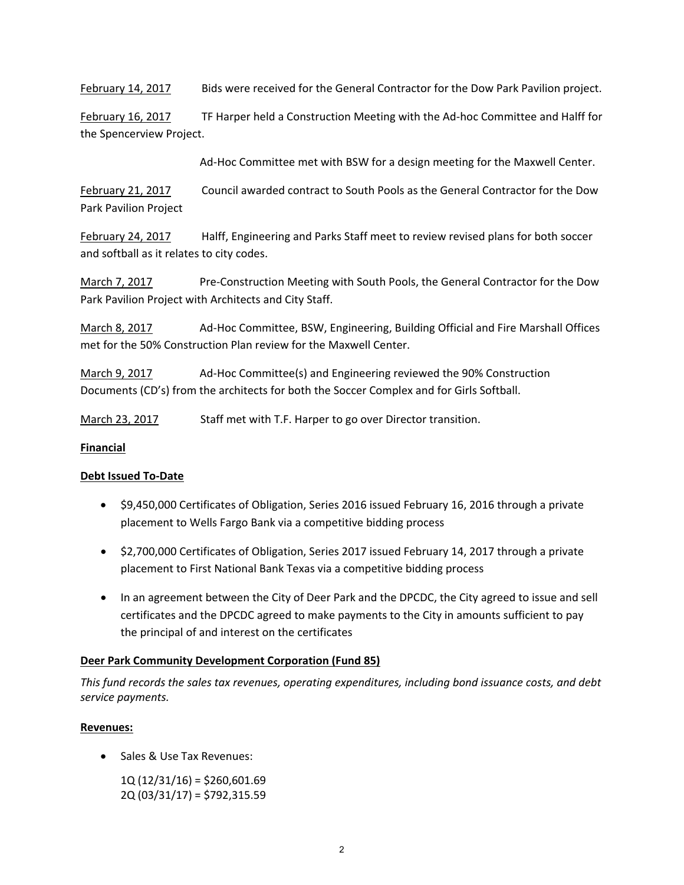<u>February 14, 2017</u> Bids were received for the General Contractor for the Dow Park Pavilion project.

<u>February 16, 2017</u> TF Harper held a Construction Meeting with the Ad-hoc Committee and Halff for the Spencerview Project.

Ad-Hoc Committee met with BSW for a design meeting for the Maxwell Center.

<u>February 21, 2017</u> Council awarded contract to South Pools as the General Contractor for the Dow Park Pavilion Project

<u>February 24, 2017</u> Halff, Engineering and Parks Staff meet to review revised plans for both soccer and softball as it relates to city codes.

<u>March 7, 2017</u> Pre-Construction Meeting with South Pools, the General Contractor for the Dow Park Pavilion Project with Architects and City Staff.

<u>March 8, 2017</u> Ad-Hoc Committee, BSW, Engineering, Building Official and Fire Marshall Offices met for the 50% Construction Plan review for the Maxwell Center.

<u>March 9, 2017</u> Ad-Hoc Committee(s) and Engineering reviewed the 90% Construction Documents (CD's) from the architects for both the Soccer Complex and for Girls Softball.

<u>March 23, 2017</u> Staff met with T.F. Harper to go over Director transition.

## <u>Financial</u>

### <u>Debt Issued To-Date</u>

- $9,450,000 Certificates of Obligation, Series 2016 issued February 16, 2016 through a private placement to Wells Fargo Bank via a competitive bidding process
- $2,700,000 Certificates of Obligation, Series 2017 issued February 14, 2017 through a private placement to First National Bank Texas via a competitive bidding process
- In an agreement between the City of Deer Park and the DPCDC, the City agreed to issue and sell certificates and the DPCDC agreed to make payments to the City in amounts sufficient to pay the principal of and interest on the certificates

### <u>Deer Park Community Development Corporation (Fund 85)</u>

*This fund records the sales tax revenues, operating expenditures, including bond issuance costs, and debt service payments.*

### <u>Revenues:</u>

- Sales & Use Tax Revenues:

  1Q (12/31/16) = $260,601.69
  2Q (03/31/17) = $792,315.59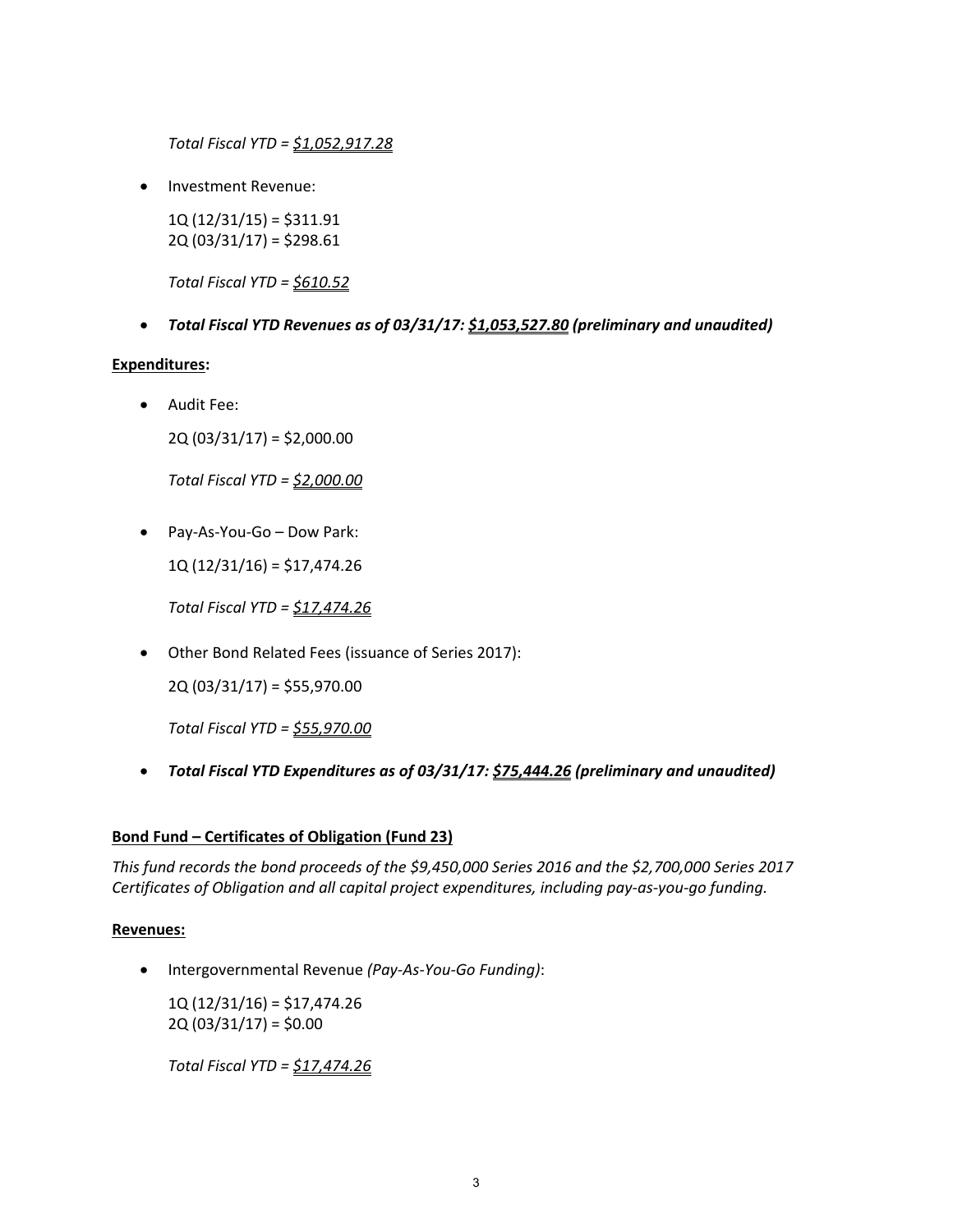*Total Fiscal YTD = $1,052,917.28*

- Investment Revenue:

  1Q (12/31/15) = $311.91
  2Q (03/31/17) = $298.61

  *Total Fiscal YTD = $610.52*

- ***Total Fiscal YTD Revenues as of 03/31/17: $1,053,527.80 (preliminary and unaudited)***

**Expenditures:**

- Audit Fee:

  2Q (03/31/17) = $2,000.00

  *Total Fiscal YTD = $2,000.00*

- Pay-As-You-Go – Dow Park:

  1Q (12/31/16) = $17,474.26

  *Total Fiscal YTD = $17,474.26*

- Other Bond Related Fees (issuance of Series 2017):

  2Q (03/31/17) = $55,970.00

  *Total Fiscal YTD = $55,970.00*

- ***Total Fiscal YTD Expenditures as of 03/31/17: $75,444.26 (preliminary and unaudited)***

**Bond Fund – Certificates of Obligation (Fund 23)**

*This fund records the bond proceeds of the $9,450,000 Series 2016 and the $2,700,000 Series 2017 Certificates of Obligation and all capital project expenditures, including pay-as-you-go funding.*

**Revenues:**

- Intergovernmental Revenue *(Pay-As-You-Go Funding)*:

  1Q (12/31/16) = $17,474.26
  2Q (03/31/17) = $0.00

  *Total Fiscal YTD = $17,474.26*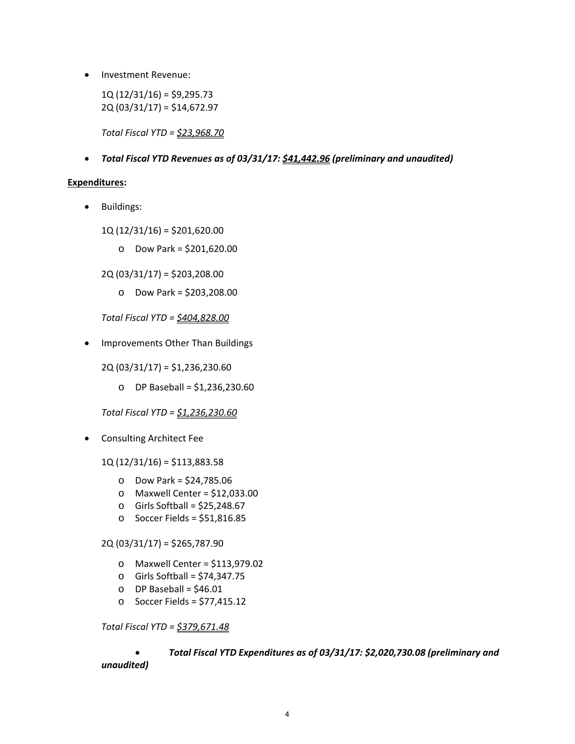- Investment Revenue:

  1Q (12/31/16) = $9,295.73
  2Q (03/31/17) = $14,672.97

  *Total Fiscal YTD = <u>$23,968.70</u>*

- ***Total Fiscal YTD Revenues as of 03/31/17: <u>$41,442.96</u> (preliminary and unaudited)***

**<u>Expenditures</u>:**

- Buildings:

  1Q (12/31/16) = $201,620.00

  - Dow Park = $201,620.00

  2Q (03/31/17) = $203,208.00

  - Dow Park = $203,208.00

  *Total Fiscal YTD = <u>$404,828.00</u>*

- Improvements Other Than Buildings

  2Q (03/31/17) = $1,236,230.60

  - DP Baseball = $1,236,230.60

  *Total Fiscal YTD = <u>$1,236,230.60</u>*

- Consulting Architect Fee

  1Q (12/31/16) = $113,883.58

  - Dow Park = $24,785.06
  - Maxwell Center = $12,033.00
  - Girls Softball = $25,248.67
  - Soccer Fields = $51,816.85

  2Q (03/31/17) = $265,787.90

  - Maxwell Center = $113,979.02
  - Girls Softball = $74,347.75
  - DP Baseball = $46.01
  - Soccer Fields = $77,415.12

  *Total Fiscal YTD = <u>$379,671.48</u>*

- ***Total Fiscal YTD Expenditures as of 03/31/17: $2,020,730.08 (preliminary and unaudited)***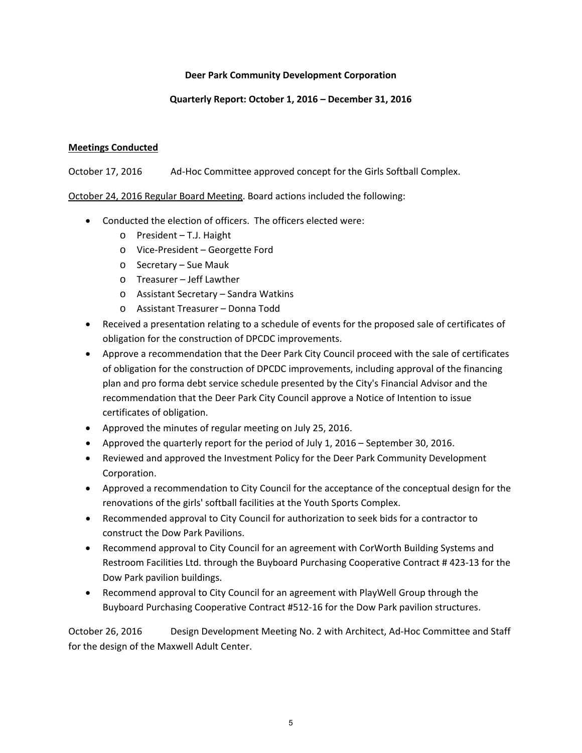**Deer Park Community Development Corporation**

**Quarterly Report: October 1, 2016 – December 31, 2016**

**Meetings Conducted**

October 17, 2016 Ad-Hoc Committee approved concept for the Girls Softball Complex.

October 24, 2016 Regular Board Meeting. Board actions included the following:

- Conducted the election of officers. The officers elected were:
  - President – T.J. Haight
  - Vice-President – Georgette Ford
  - Secretary – Sue Mauk
  - Treasurer – Jeff Lawther
  - Assistant Secretary – Sandra Watkins
  - Assistant Treasurer – Donna Todd
- Received a presentation relating to a schedule of events for the proposed sale of certificates of obligation for the construction of DPCDC improvements.
- Approve a recommendation that the Deer Park City Council proceed with the sale of certificates of obligation for the construction of DPCDC improvements, including approval of the financing plan and pro forma debt service schedule presented by the City's Financial Advisor and the recommendation that the Deer Park City Council approve a Notice of Intention to issue certificates of obligation.
- Approved the minutes of regular meeting on July 25, 2016.
- Approved the quarterly report for the period of July 1, 2016 – September 30, 2016.
- Reviewed and approved the Investment Policy for the Deer Park Community Development Corporation.
- Approved a recommendation to City Council for the acceptance of the conceptual design for the renovations of the girls' softball facilities at the Youth Sports Complex.
- Recommended approval to City Council for authorization to seek bids for a contractor to construct the Dow Park Pavilions.
- Recommend approval to City Council for an agreement with CorWorth Building Systems and Restroom Facilities Ltd. through the Buyboard Purchasing Cooperative Contract # 423-13 for the Dow Park pavilion buildings.
- Recommend approval to City Council for an agreement with PlayWell Group through the Buyboard Purchasing Cooperative Contract #512-16 for the Dow Park pavilion structures.

October 26, 2016 Design Development Meeting No. 2 with Architect, Ad-Hoc Committee and Staff for the design of the Maxwell Adult Center.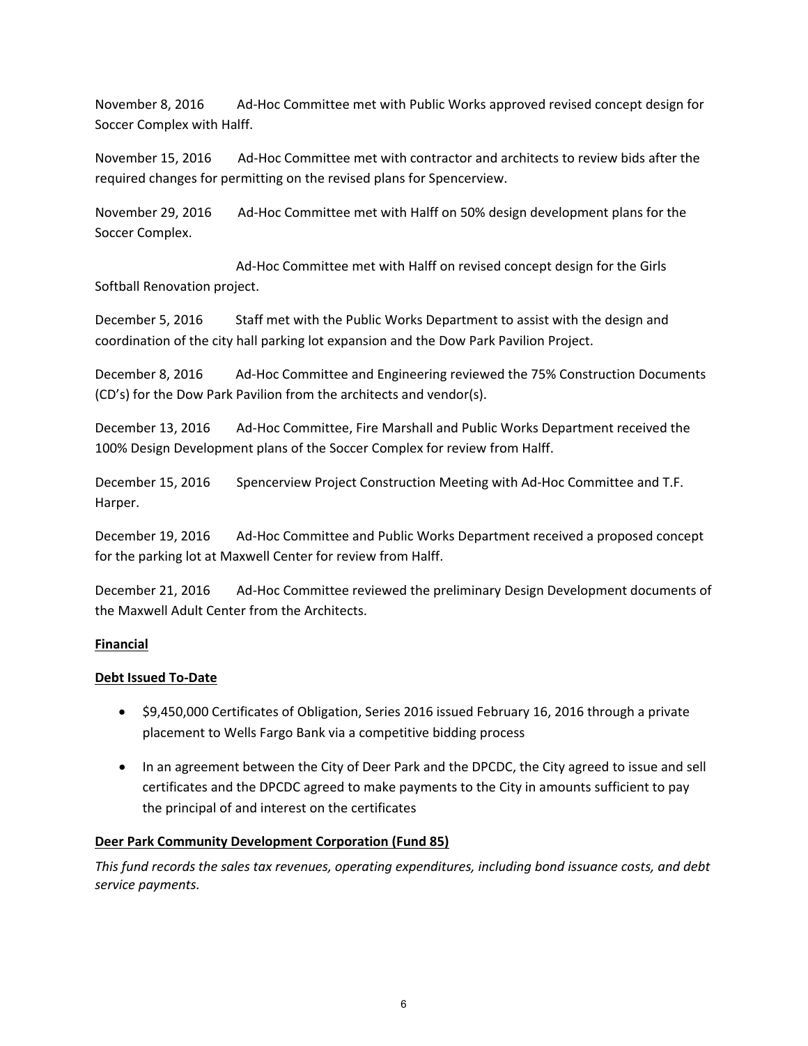November 8, 2016 Ad-Hoc Committee met with Public Works approved revised concept design for Soccer Complex with Halff.

November 15, 2016 Ad-Hoc Committee met with contractor and architects to review bids after the required changes for permitting on the revised plans for Spencerview.

November 29, 2016 Ad-Hoc Committee met with Halff on 50% design development plans for the Soccer Complex.

Ad-Hoc Committee met with Halff on revised concept design for the Girls Softball Renovation project.

December 5, 2016 Staff met with the Public Works Department to assist with the design and coordination of the city hall parking lot expansion and the Dow Park Pavilion Project.

December 8, 2016 Ad-Hoc Committee and Engineering reviewed the 75% Construction Documents (CD's) for the Dow Park Pavilion from the architects and vendor(s).

December 13, 2016 Ad-Hoc Committee, Fire Marshall and Public Works Department received the 100% Design Development plans of the Soccer Complex for review from Halff.

December 15, 2016 Spencerview Project Construction Meeting with Ad-Hoc Committee and T.F. Harper.

December 19, 2016 Ad-Hoc Committee and Public Works Department received a proposed concept for the parking lot at Maxwell Center for review from Halff.

December 21, 2016 Ad-Hoc Committee reviewed the preliminary Design Development documents of the Maxwell Adult Center from the Architects.

**Financial**

**Debt Issued To-Date**

- $9,450,000 Certificates of Obligation, Series 2016 issued February 16, 2016 through a private placement to Wells Fargo Bank via a competitive bidding process
- In an agreement between the City of Deer Park and the DPCDC, the City agreed to issue and sell certificates and the DPCDC agreed to make payments to the City in amounts sufficient to pay the principal of and interest on the certificates

**Deer Park Community Development Corporation (Fund 85)**

*This fund records the sales tax revenues, operating expenditures, including bond issuance costs, and debt service payments.*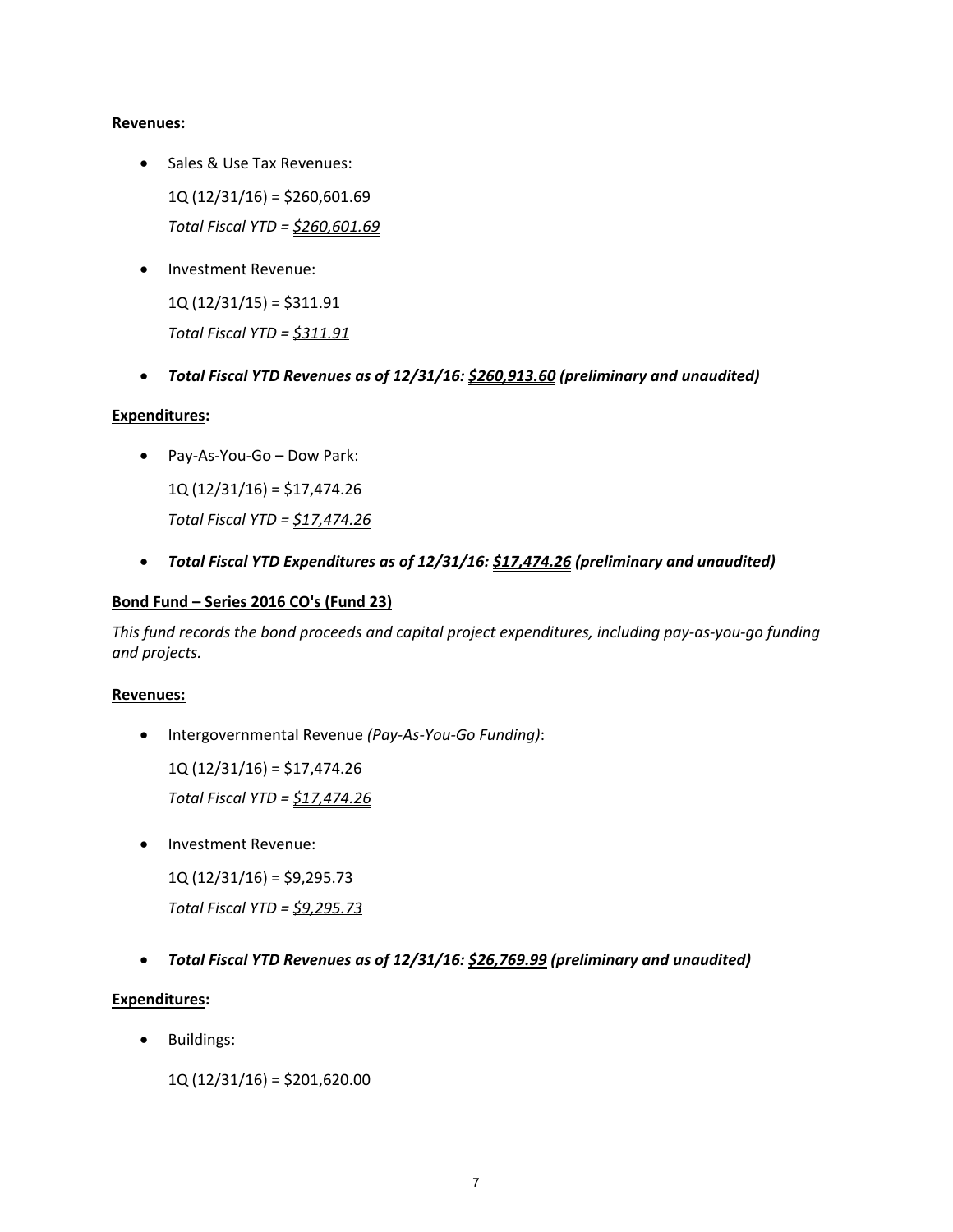**Revenues:**

- Sales & Use Tax Revenues:

  1Q (12/31/16) = $260,601.69

  *Total Fiscal YTD = $260,601.69*

- Investment Revenue:

  1Q (12/31/15) = $311.91

  *Total Fiscal YTD = $311.91*

- ***Total Fiscal YTD Revenues as of 12/31/16: $260,913.60 (preliminary and unaudited)***

**Expenditures:**

- Pay-As-You-Go – Dow Park:

  1Q (12/31/16) = $17,474.26

  *Total Fiscal YTD = $17,474.26*

- ***Total Fiscal YTD Expenditures as of 12/31/16: $17,474.26 (preliminary and unaudited)***

**Bond Fund – Series 2016 CO's (Fund 23)**

*This fund records the bond proceeds and capital project expenditures, including pay-as-you-go funding and projects.*

**Revenues:**

- Intergovernmental Revenue *(Pay-As-You-Go Funding)*:

  1Q (12/31/16) = $17,474.26

  *Total Fiscal YTD = $17,474.26*

- Investment Revenue:

  1Q (12/31/16) = $9,295.73

  *Total Fiscal YTD = $9,295.73*

- ***Total Fiscal YTD Revenues as of 12/31/16: $26,769.99 (preliminary and unaudited)***

**Expenditures:**

- Buildings:

  1Q (12/31/16) = $201,620.00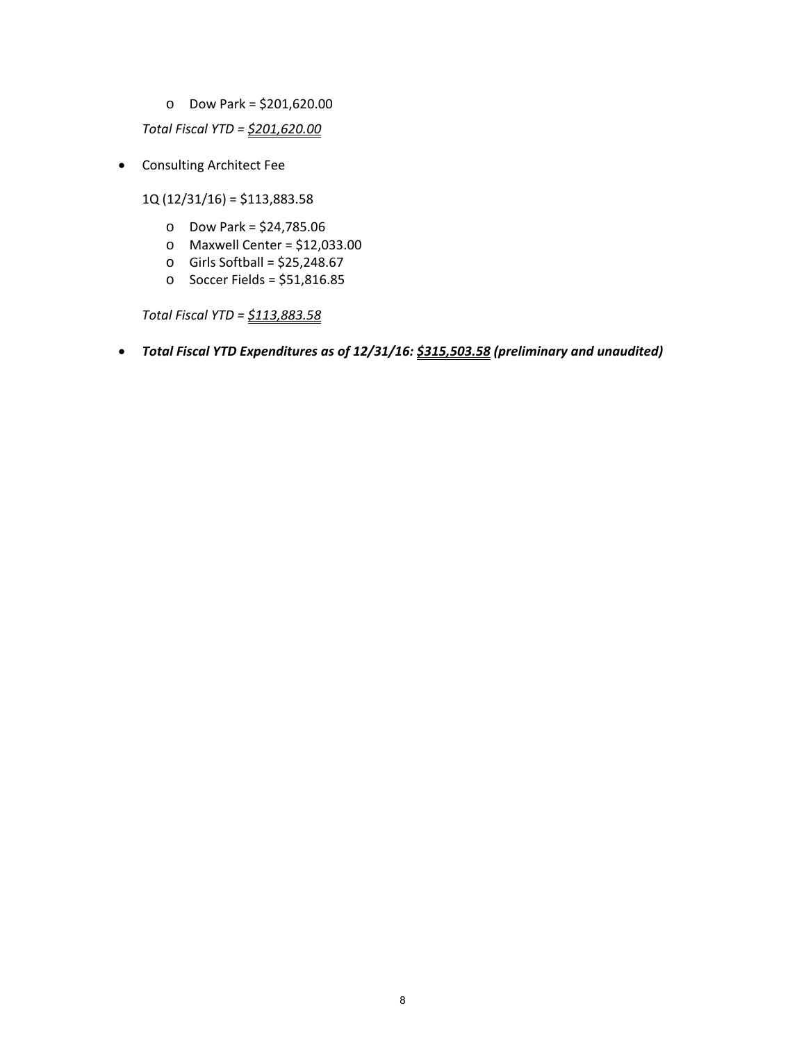- Dow Park = $201,620.00

  *Total Fiscal YTD = $201,620.00*

- Consulting Architect Fee

  1Q (12/31/16) = $113,883.58

  - Dow Park = $24,785.06
  - Maxwell Center = $12,033.00
  - Girls Softball = $25,248.67
  - Soccer Fields = $51,816.85

  *Total Fiscal YTD = $113,883.58*

- ***Total Fiscal YTD Expenditures as of 12/31/16: $315,503.58 (preliminary and unaudited)***